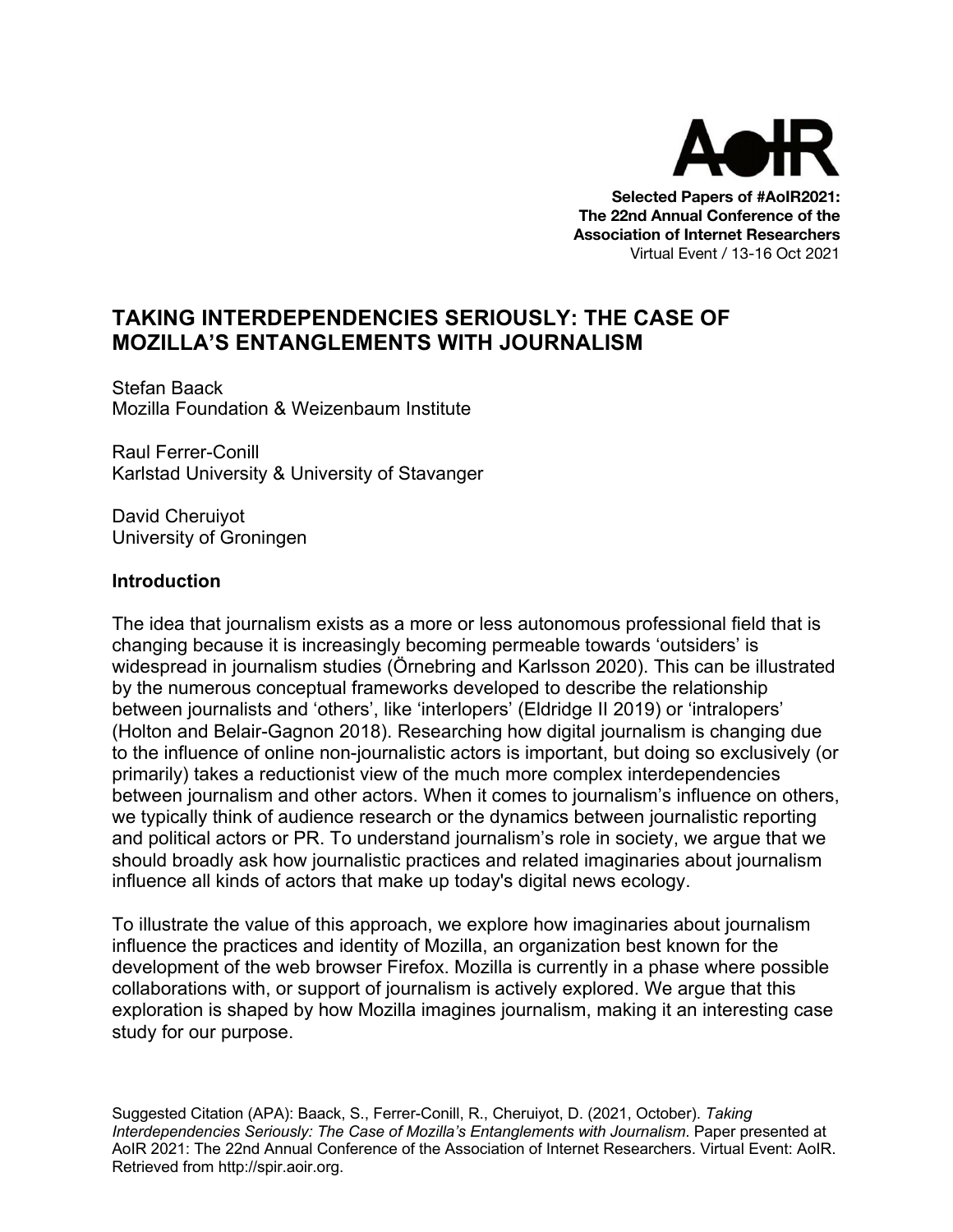Selected Papers of #AoIR2021:
The 22nd Annual Conference of the Association of Internet Researchers
Virtual Event / 13-16 Oct 2021

# TAKING INTERDEPENDENCIES SERIOUSLY: THE CASE OF MOZILLA'S ENTANGLEMENTS WITH JOURNALISM

Stefan Baack
Mozilla Foundation & Weizenbaum Institute

Raul Ferrer-Conill
Karlstad University & University of Stavanger

David Cheruiyot
University of Groningen

## Introduction

The idea that journalism exists as a more or less autonomous professional field that is changing because it is increasingly becoming permeable towards 'outsiders' is widespread in journalism studies (Örnebring and Karlsson 2020). This can be illustrated by the numerous conceptual frameworks developed to describe the relationship between journalists and 'others', like 'interlopers' (Eldridge II 2019) or 'intralopers' (Holton and Belair-Gagnon 2018). Researching how digital journalism is changing due to the influence of online non-journalistic actors is important, but doing so exclusively (or primarily) takes a reductionist view of the much more complex interdependencies between journalism and other actors. When it comes to journalism's influence on others, we typically think of audience research or the dynamics between journalistic reporting and political actors or PR. To understand journalism's role in society, we argue that we should broadly ask how journalistic practices and related imaginaries about journalism influence all kinds of actors that make up today's digital news ecology.

To illustrate the value of this approach, we explore how imaginaries about journalism influence the practices and identity of Mozilla, an organization best known for the development of the web browser Firefox. Mozilla is currently in a phase where possible collaborations with, or support of journalism is actively explored. We argue that this exploration is shaped by how Mozilla imagines journalism, making it an interesting case study for our purpose.

Suggested Citation (APA): Baack, S., Ferrer-Conill, R., Cheruiyot, D. (2021, October). *Taking Interdependencies Seriously: The Case of Mozilla's Entanglements with Journalism*. Paper presented at AoIR 2021: The 22nd Annual Conference of the Association of Internet Researchers. Virtual Event: AoIR. Retrieved from http://spir.aoir.org.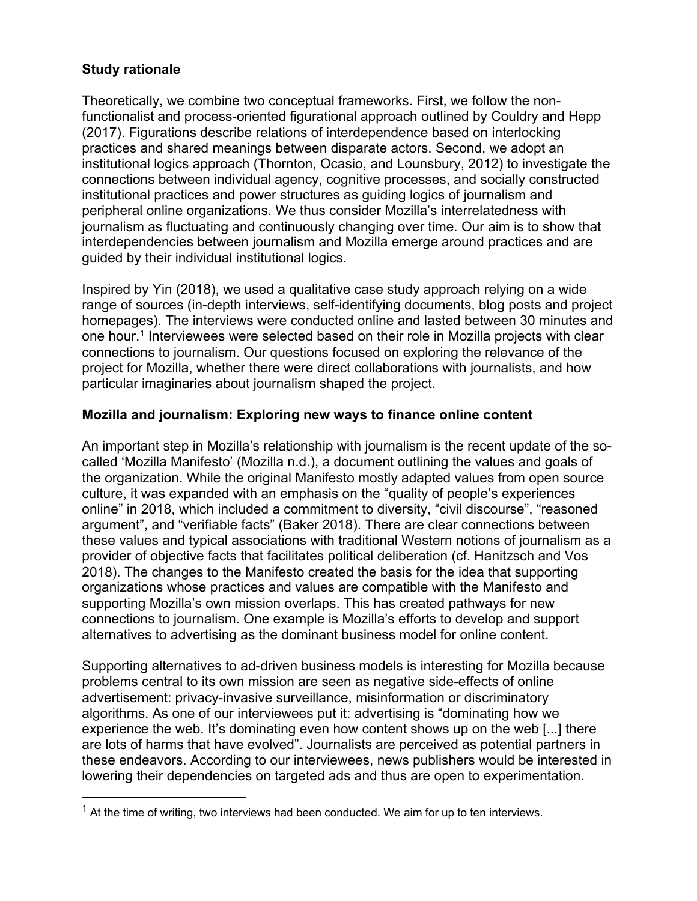## Study rationale

Theoretically, we combine two conceptual frameworks. First, we follow the non-functionalist and process-oriented figurational approach outlined by Couldry and Hepp (2017). Figurations describe relations of interdependence based on interlocking practices and shared meanings between disparate actors. Second, we adopt an institutional logics approach (Thornton, Ocasio, and Lounsbury, 2012) to investigate the connections between individual agency, cognitive processes, and socially constructed institutional practices and power structures as guiding logics of journalism and peripheral online organizations. We thus consider Mozilla's interrelatedness with journalism as fluctuating and continuously changing over time. Our aim is to show that interdependencies between journalism and Mozilla emerge around practices and are guided by their individual institutional logics.

Inspired by Yin (2018), we used a qualitative case study approach relying on a wide range of sources (in-depth interviews, self-identifying documents, blog posts and project homepages). The interviews were conducted online and lasted between 30 minutes and one hour.[1] Interviewees were selected based on their role in Mozilla projects with clear connections to journalism. Our questions focused on exploring the relevance of the project for Mozilla, whether there were direct collaborations with journalists, and how particular imaginaries about journalism shaped the project.

## Mozilla and journalism: Exploring new ways to finance online content

An important step in Mozilla's relationship with journalism is the recent update of the so-called 'Mozilla Manifesto' (Mozilla n.d.), a document outlining the values and goals of the organization. While the original Manifesto mostly adapted values from open source culture, it was expanded with an emphasis on the "quality of people's experiences online" in 2018, which included a commitment to diversity, "civil discourse", "reasoned argument", and "verifiable facts" (Baker 2018). There are clear connections between these values and typical associations with traditional Western notions of journalism as a provider of objective facts that facilitates political deliberation (cf. Hanitzsch and Vos 2018). The changes to the Manifesto created the basis for the idea that supporting organizations whose practices and values are compatible with the Manifesto and supporting Mozilla's own mission overlaps. This has created pathways for new connections to journalism. One example is Mozilla's efforts to develop and support alternatives to advertising as the dominant business model for online content.

Supporting alternatives to ad-driven business models is interesting for Mozilla because problems central to its own mission are seen as negative side-effects of online advertisement: privacy-invasive surveillance, misinformation or discriminatory algorithms. As one of our interviewees put it: advertising is "dominating how we experience the web. It's dominating even how content shows up on the web [...] there are lots of harms that have evolved". Journalists are perceived as potential partners in these endeavors. According to our interviewees, news publishers would be interested in lowering their dependencies on targeted ads and thus are open to experimentation.

[1] At the time of writing, two interviews had been conducted. We aim for up to ten interviews.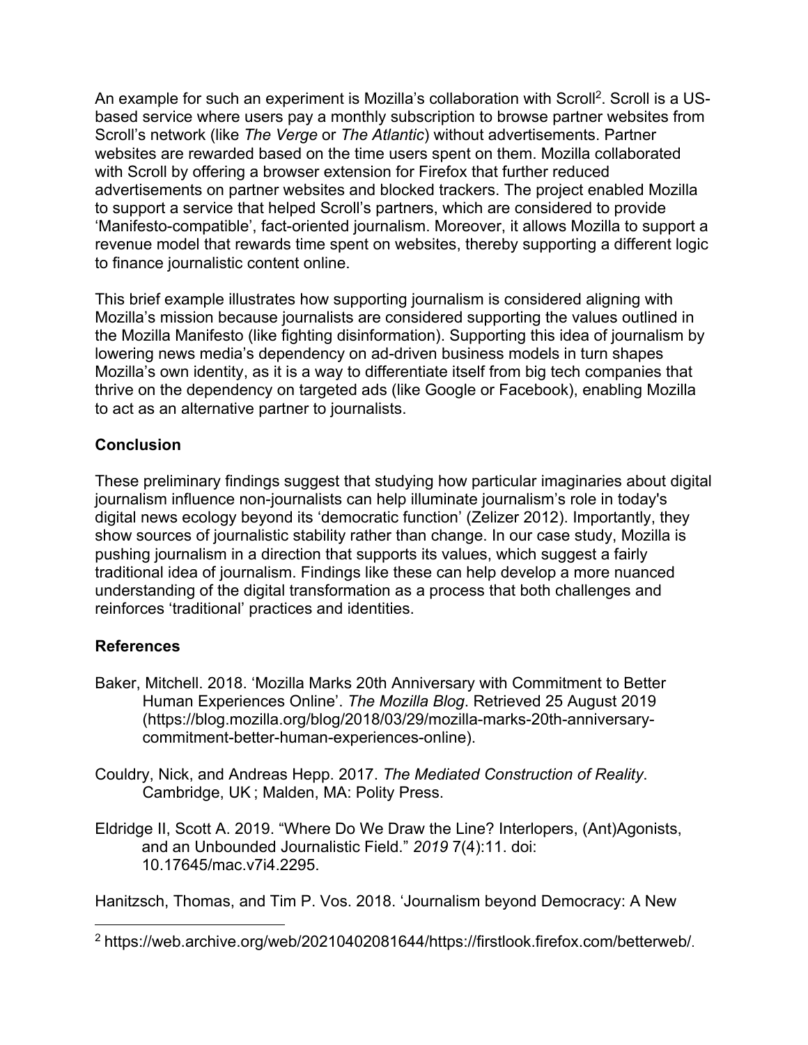An example for such an experiment is Mozilla's collaboration with Scroll[2]. Scroll is a US-based service where users pay a monthly subscription to browse partner websites from Scroll's network (like *The Verge* or *The Atlantic*) without advertisements. Partner websites are rewarded based on the time users spent on them. Mozilla collaborated with Scroll by offering a browser extension for Firefox that further reduced advertisements on partner websites and blocked trackers. The project enabled Mozilla to support a service that helped Scroll's partners, which are considered to provide 'Manifesto-compatible', fact-oriented journalism. Moreover, it allows Mozilla to support a revenue model that rewards time spent on websites, thereby supporting a different logic to finance journalistic content online.

This brief example illustrates how supporting journalism is considered aligning with Mozilla's mission because journalists are considered supporting the values outlined in the Mozilla Manifesto (like fighting disinformation). Supporting this idea of journalism by lowering news media's dependency on ad-driven business models in turn shapes Mozilla's own identity, as it is a way to differentiate itself from big tech companies that thrive on the dependency on targeted ads (like Google or Facebook), enabling Mozilla to act as an alternative partner to journalists.

## Conclusion

These preliminary findings suggest that studying how particular imaginaries about digital journalism influence non-journalists can help illuminate journalism's role in today's digital news ecology beyond its 'democratic function' (Zelizer 2012). Importantly, they show sources of journalistic stability rather than change. In our case study, Mozilla is pushing journalism in a direction that supports its values, which suggest a fairly traditional idea of journalism. Findings like these can help develop a more nuanced understanding of the digital transformation as a process that both challenges and reinforces 'traditional' practices and identities.

## References

Baker, Mitchell. 2018. 'Mozilla Marks 20th Anniversary with Commitment to Better Human Experiences Online'. *The Mozilla Blog*. Retrieved 25 August 2019 (https://blog.mozilla.org/blog/2018/03/29/mozilla-marks-20th-anniversary-commitment-better-human-experiences-online).

Couldry, Nick, and Andreas Hepp. 2017. *The Mediated Construction of Reality*. Cambridge, UK ; Malden, MA: Polity Press.

Eldridge II, Scott A. 2019. "Where Do We Draw the Line? Interlopers, (Ant)Agonists, and an Unbounded Journalistic Field." *2019* 7(4):11. doi: 10.17645/mac.v7i4.2295.

Hanitzsch, Thomas, and Tim P. Vos. 2018. 'Journalism beyond Democracy: A New

---

[2] https://web.archive.org/web/20210402081644/https://firstlook.firefox.com/betterweb/.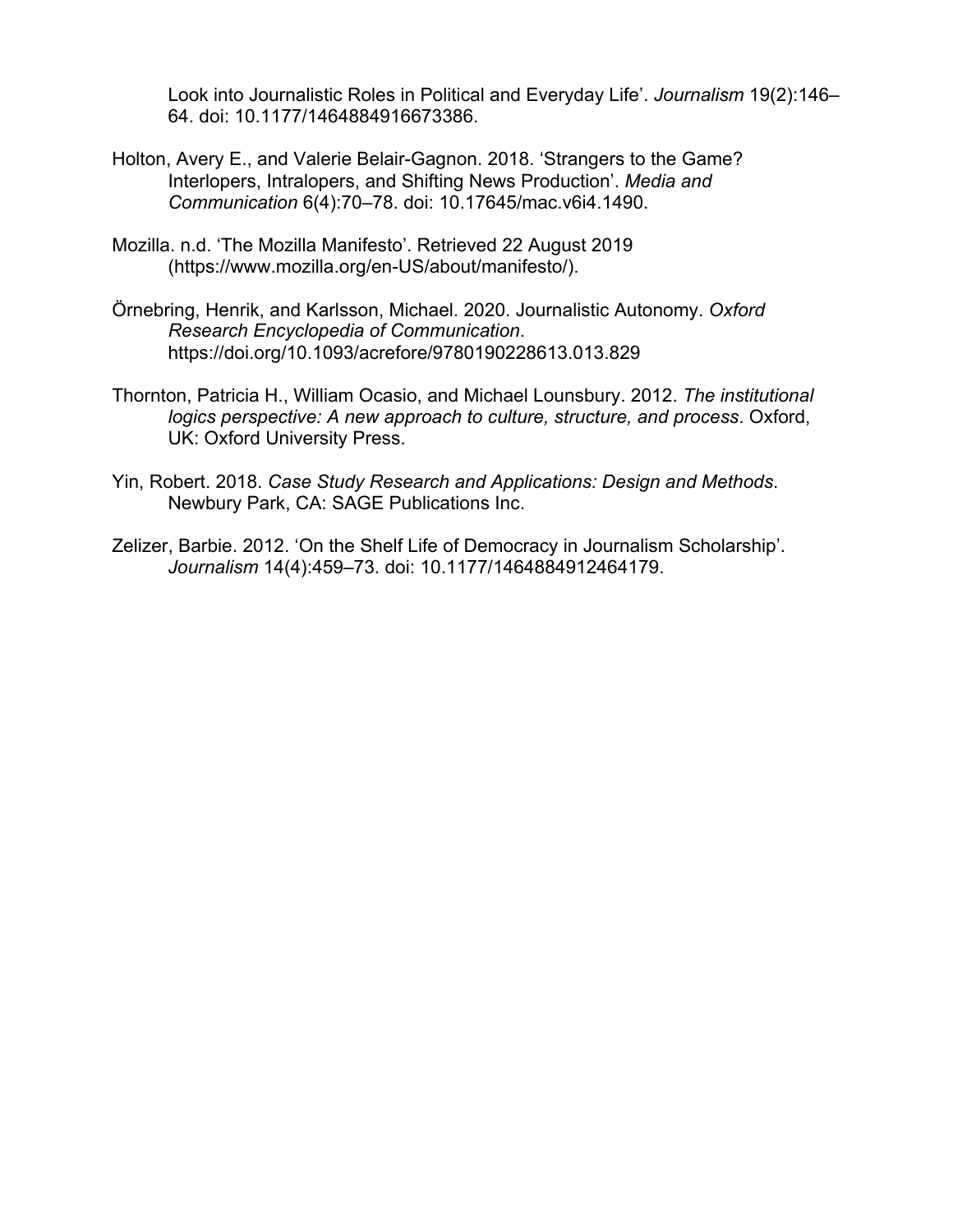Look into Journalistic Roles in Political and Everyday Life'. *Journalism* 19(2):146–64. doi: 10.1177/1464884916673386.

Holton, Avery E., and Valerie Belair-Gagnon. 2018. 'Strangers to the Game? Interlopers, Intralopers, and Shifting News Production'. *Media and Communication* 6(4):70–78. doi: 10.17645/mac.v6i4.1490.

Mozilla. n.d. 'The Mozilla Manifesto'. Retrieved 22 August 2019 (https://www.mozilla.org/en-US/about/manifesto/).

Örnebring, Henrik, and Karlsson, Michael. 2020. Journalistic Autonomy. *Oxford Research Encyclopedia of Communication*. https://doi.org/10.1093/acrefore/9780190228613.013.829

Thornton, Patricia H., William Ocasio, and Michael Lounsbury. 2012. *The institutional logics perspective: A new approach to culture, structure, and process*. Oxford, UK: Oxford University Press.

Yin, Robert. 2018. *Case Study Research and Applications: Design and Methods*. Newbury Park, CA: SAGE Publications Inc.

Zelizer, Barbie. 2012. 'On the Shelf Life of Democracy in Journalism Scholarship'. *Journalism* 14(4):459–73. doi: 10.1177/1464884912464179.